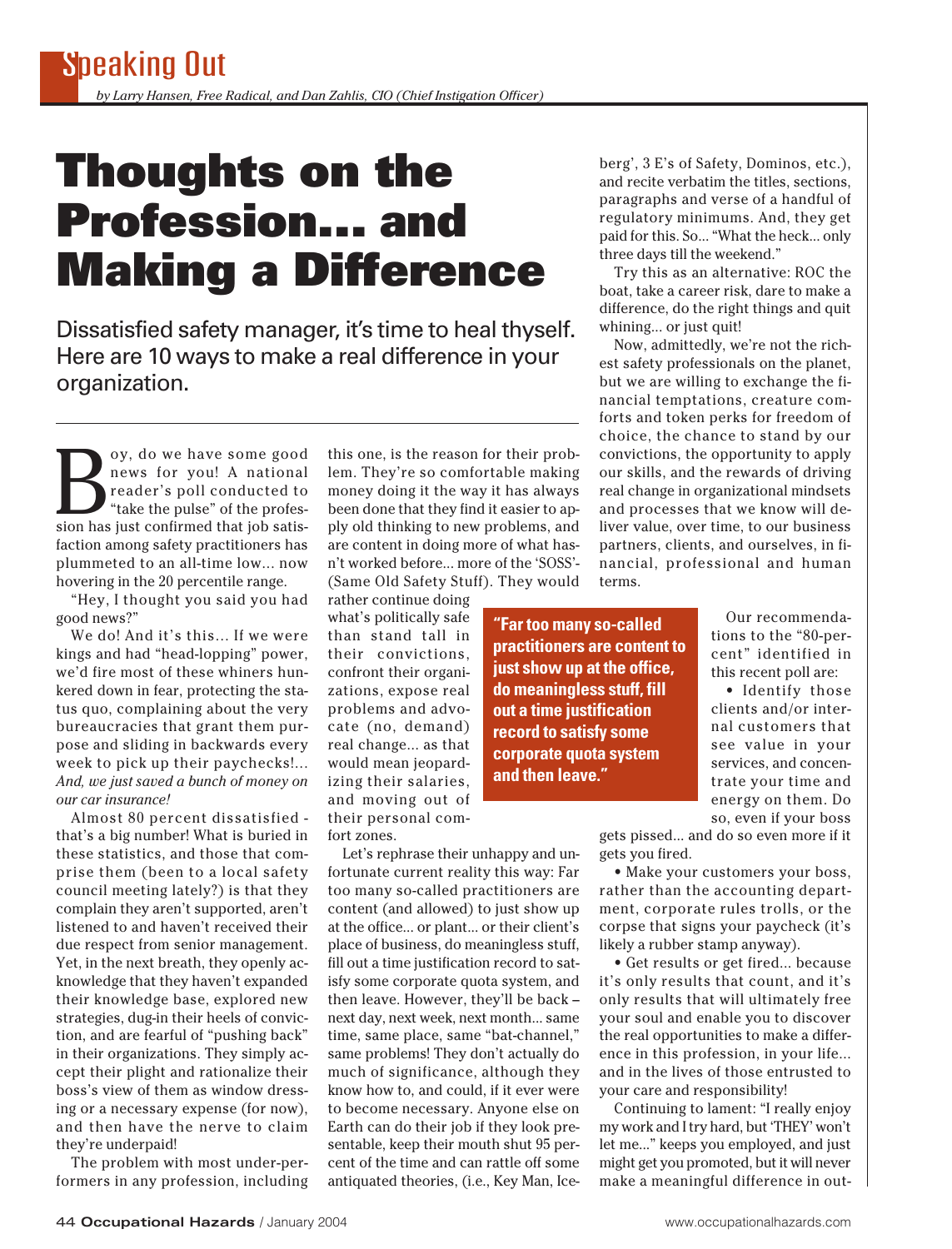# Speaking Out

*by Larry Hansen, Free Radical, and Dan Zahlis, CIO (Chief Instigation Officer)*

# Thoughts on the Profession... and Making a Difference

Dissatisfied safety manager, it's time to heal thyself. Here are 10 ways to make a real difference in your organization.

Boy, do we have some good news for you! A national reader's poll conducted to "take the pulse" of the profession has just confirmed that job satisfaction among safety practitioners has plummeted to an all-time low... now hovering in the 20 percentile range.

"Hey, I thought you said you had good news?"

We do! And it's this... If we were kings and had "head-lopping" power, we'd fire most of these whiners hunkered down in fear, protecting the status quo, complaining about the very bureaucracies that grant them purpose and sliding in backwards every week to pick up their paychecks!... *And, we just saved a bunch of money on our car insurance!*

Almost 80 percent dissatisfied - that's a big number! What is buried in these statistics, and those that comprise them (been to a local safety council meeting lately?) is that they complain they aren't supported, aren't listened to and haven't received their due respect from senior management. Yet, in the next breath, they openly acknowledge that they haven't expanded their knowledge base, explored new strategies, dug-in their heels of conviction, and are fearful of "pushing back" in their organizations. They simply accept their plight and rationalize their boss's view of them as window dressing or a necessary expense (for now), and then have the nerve to claim they're underpaid!

The problem with most under-performers in any profession, including this one, is the reason for their problem. They're so comfortable making money doing it the way it has always been done that they find it easier to apply old thinking to new problems, and are content in doing more of what hasn't worked before... more of the 'SOSS'- (Same Old Safety Stuff). They would rather continue doing what's politically safe than stand tall in their convictions, confront their organizations, expose real problems and advocate (no, demand) real change... as that would mean jeopardizing their salaries, and moving out of their personal comfort zones.

> **"Far too many so-called practitioners are content to just show up at the office, do meaningless stuff, fill out a time justification record to satisfy some corporate quota system and then leave."**

Let's rephrase their unhappy and unfortunate current reality this way: Far too many so-called practitioners are content (and allowed) to just show up at the office... or plant... or their client's place of business, do meaningless stuff, fill out a time justification record to satisfy some corporate quota system, and then leave. However, they'll be back – next day, next week, next month... same time, same place, same "bat-channel," same problems! They don't actually do much of significance, although they know how to, and could, if it ever were to become necessary. Anyone else on Earth can do their job if they look presentable, keep their mouth shut 95 percent of the time and can rattle off some antiquated theories, (i.e., Key Man, Iceberg', 3 E's of Safety, Dominos, etc.), and recite verbatim the titles, sections, paragraphs and verse of a handful of regulatory minimums. And, they get paid for this. So... "What the heck... only three days till the weekend."

Try this as an alternative: ROC the boat, take a career risk, dare to make a difference, do the right things and quit whining... or just quit!

Now, admittedly, we're not the richest safety professionals on the planet, but we are willing to exchange the financial temptations, creature comforts and token perks for freedom of choice, the chance to stand by our convictions, the opportunity to apply our skills, and the rewards of driving real change in organizational mindsets and processes that we know will deliver value, over time, to our business partners, clients, and ourselves, in financial, professional and human terms.

Our recommendations to the "80-percent" identified in this recent poll are:

- Identify those clients and/or internal customers that see value in your services, and concentrate your time and energy on them. Do so, even if your boss gets pissed... and do so even more if it gets you fired.
- Make your customers your boss, rather than the accounting department, corporate rules trolls, or the corpse that signs your paycheck (it's likely a rubber stamp anyway).
- Get results or get fired... because it's only results that count, and it's only results that will ultimately free your soul and enable you to discover the real opportunities to make a difference in this profession, in your life... and in the lives of those entrusted to your care and responsibility!

Continuing to lament: "I really enjoy my work and I try hard, but 'THEY' won't let me..." keeps you employed, and just might get you promoted, but it will never make a meaningful difference in out-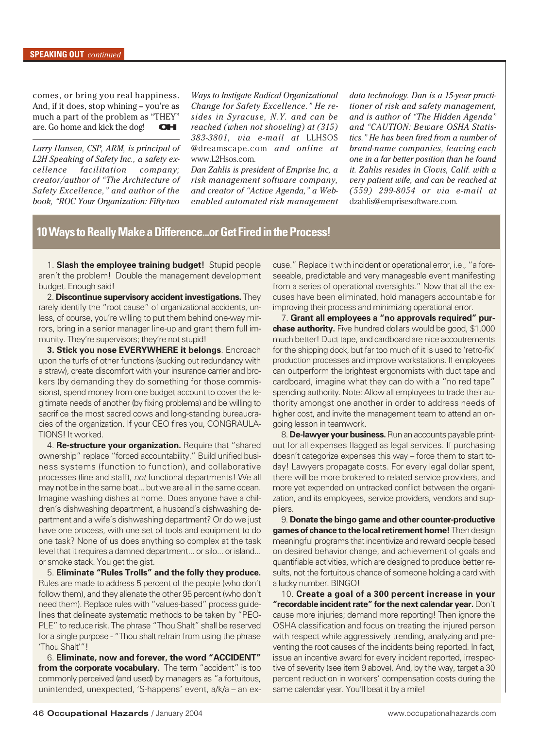comes, or bring you real happiness. And, if it does, stop whining – you're as much a part of the problem as "THEY" are. Go home and kick the dog! **OH**

*Larry Hansen, CSP, ARM, is principal of L2H Speaking of Safety Inc., a safety excellence facilitation company; creator/author of "The Architecture of Safety Excellence," and author of the book, "ROC Your Organization: Fifty-two Ways to Instigate Radical Organizational Change for Safety Excellence." He resides in Syracuse, N.Y. and can be reached (when not shoveling) at (315) 383-3801, via e-mail at* LLHSOS@dreamscape.com *and online at* www.L2Hsos.com.

*Dan Zahlis is president of Emprise Inc, a risk management software company, and creator of "Active Agenda," a Web-enabled automated risk management data technology. Dan is a 15-year practitioner of risk and safety management, and is author of "The Hidden Agenda" and "CAUTION: Beware OSHA Statistics." He has been fired from a number of brand-name companies, leaving each one in a far better position than he found it. Zahlis resides in Clovis, Calif. with a very patient wife, and can be reached at (559) 299-8054 or via e-mail at* dzahlis@emprisesoftware.com.

## 10 Ways to Really Make a Difference...or Get Fired in the Process!

1. **Slash the employee training budget!** Stupid people aren't the problem! Double the management development budget. Enough said!

2. **Discontinue supervisory accident investigations.** They rarely identify the "root cause" of organizational accidents, unless, of course, you're willing to put them behind one-way mirrors, bring in a senior manager line-up and grant them full immunity. They're supervisors; they're not stupid!

**3. Stick you nose EVERYWHERE it belongs**. Encroach upon the turfs of other functions (sucking out redundancy with a straw), create discomfort with your insurance carrier and brokers (by demanding they do something for those commissions), spend money from one budget account to cover the legitimate needs of another (by fixing problems) and be willing to sacrifice the most sacred cows and long-standing bureaucracies of the organization. If your CEO fires you, CONGRAULATIONS! It worked.

4. **Re-structure your organization.** Require that "shared ownership" replace "forced accountability." Build unified business systems (function to function), and collaborative processes (line and staff), *not* functional departments! We all may not be in the same boat... but we are all in the same ocean. Imagine washing dishes at home. Does anyone have a children's dishwashing department, a husband's dishwashing department and a wife's dishwashing department? Or do we just have one process, with one set of tools and equipment to do one task? None of us does anything so complex at the task level that it requires a damned department... or silo... or island... or smoke stack. You get the gist.

5. **Eliminate "Rules Trolls" and the folly they produce.** Rules are made to address 5 percent of the people (who don't follow them), and they alienate the other 95 percent (who don't need them). Replace rules with "values-based" process guidelines that delineate systematic methods to be taken by "PEOPLE" to reduce risk. The phrase "Thou Shalt" shall be reserved for a single purpose - "Thou shalt refrain from using the phrase 'Thou Shalt'"!

6. **Eliminate, now and forever, the word "ACCIDENT" from the corporate vocabulary.** The term "accident" is too commonly perceived (and used) by managers as "a fortuitous, unintended, unexpected, 'S-happens' event, a/k/a – an excuse." Replace it with incident or operational error, i.e., "a foreseeable, predictable and very manageable event manifesting from a series of operational oversights." Now that all the excuses have been eliminated, hold managers accountable for improving their process and minimizing operational error.

7. **Grant all employees a "no approvals required" purchase authority.** Five hundred dollars would be good, $1,000 much better! Duct tape, and cardboard are nice accoutrements for the shipping dock, but far too much of it is used to 'retro-fix' production processes and improve workstations. If employees can outperform the brightest ergonomists with duct tape and cardboard, imagine what they can do with a "no red tape" spending authority. Note: Allow all employees to trade their authority amongst one another in order to address needs of higher cost, and invite the management team to attend an ongoing lesson in teamwork.

8. **De-lawyer your business.** Run an accounts payable printout for all expenses flagged as legal services. If purchasing doesn't categorize expenses this way – force them to start today! Lawyers propagate costs. For every legal dollar spent, there will be more brokered to related service providers, and more yet expended on untracked conflict between the organization, and its employees, service providers, vendors and suppliers.

9. **Donate the bingo game and other counter-productive games of chance to the local retirement home!** Then design meaningful programs that incentivize and reward people based on desired behavior change, and achievement of goals and quantifiable activities, which are designed to produce better results, not the fortuitous chance of someone holding a card with a lucky number. BINGO!

10. **Create a goal of a 300 percent increase in your "recordable incident rate" for the next calendar year.** Don't cause more injuries; demand more reporting! Then ignore the OSHA classification and focus on treating the injured person with respect while aggressively trending, analyzing and preventing the root causes of the incidents being reported. In fact, issue an incentive award for every incident reported, irrespective of severity (see item 9 above). And, by the way, target a 30 percent reduction in workers' compensation costs during the same calendar year. You'll beat it by a mile!